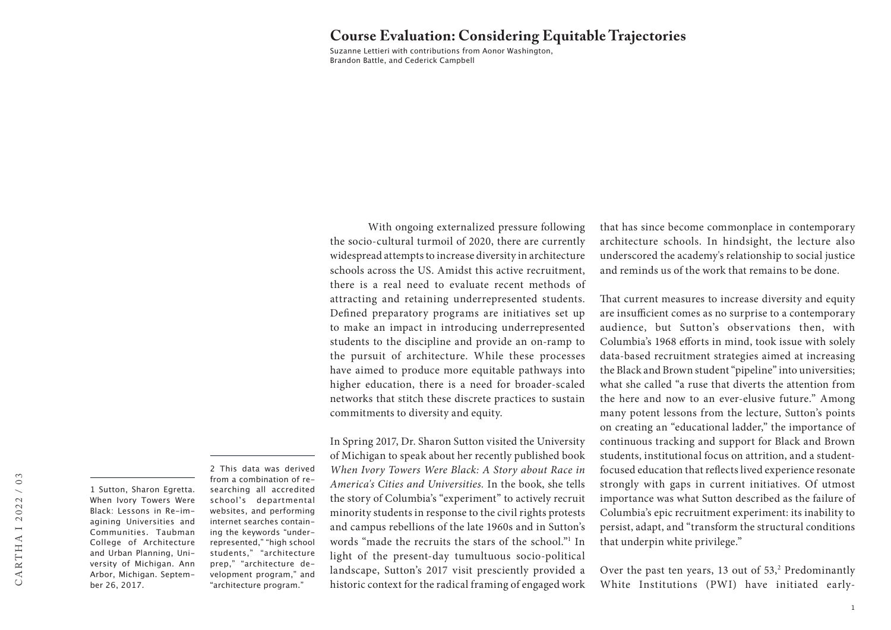# Course Evaluation: Considering Equitable Trajectories

Suzanne Lettieri with contributions from Aonor Washington, Brandon Battle, and Cederick Campbell

With ongoing externalized pressure following the socio-cultural turmoil of 2020, there are currently widespread attempts to increase diversity in architecture schools across the US. Amidst this active recruitment, there is a real need to evaluate recent methods of attracting and retaining underrepresented students. Defined preparatory programs are initiatives set up to make an impact in introducing underrepresented students to the discipline and provide an on-ramp to the pursuit of architecture. While these processes have aimed to produce more equitable pathways into higher education, there is a need for broader-scaled networks that stitch these discrete practices to sustain commitments to diversity and equity.

In Spring 2017, Dr. Sharon Sutton visited the University of Michigan to speak about her recently published book *When Ivory Towers Were Black: A Story about Race in America's Cities and Universities.* In the book, she tells the story of Columbia's "experiment" to actively recruit minority students in response to the civil rights protests and campus rebellions of the late 1960s and in Sutton's words "made the recruits the stars of the school."[1] In light of the present-day tumultuous socio-political landscape, Sutton's 2017 visit presciently provided a historic context for the radical framing of engaged work that has since become commonplace in contemporary architecture schools. In hindsight, the lecture also underscored the academy's relationship to social justice and reminds us of the work that remains to be done.

That current measures to increase diversity and equity are insufficient comes as no surprise to a contemporary audience, but Sutton's observations then, with Columbia's 1968 efforts in mind, took issue with solely data-based recruitment strategies aimed at increasing the Black and Brown student "pipeline" into universities; what she called "a ruse that diverts the attention from the here and now to an ever-elusive future." Among many potent lessons from the lecture, Sutton's points on creating an "educational ladder," the importance of continuous tracking and support for Black and Brown students, institutional focus on attrition, and a student-focused education that reflects lived experience resonate strongly with gaps in current initiatives. Of utmost importance was what Sutton described as the failure of Columbia's epic recruitment experiment: its inability to persist, adapt, and "transform the structural conditions that underpin white privilege."

Over the past ten years, 13 out of 53,[2] Predominantly White Institutions (PWI) have initiated early-

---

1 Sutton, Sharon Egretta. When Ivory Towers Were Black: Lessons in Re-imagining Universities and Communities. Taubman College of Architecture and Urban Planning, University of Michigan. Ann Arbor, Michigan. September 26, 2017.

2 This data was derived from a combination of researching all accredited school's departmental websites, and performing internet searches containing the keywords "underrepresented," "high school students," "architecture prep," "architecture development program," and "architecture program."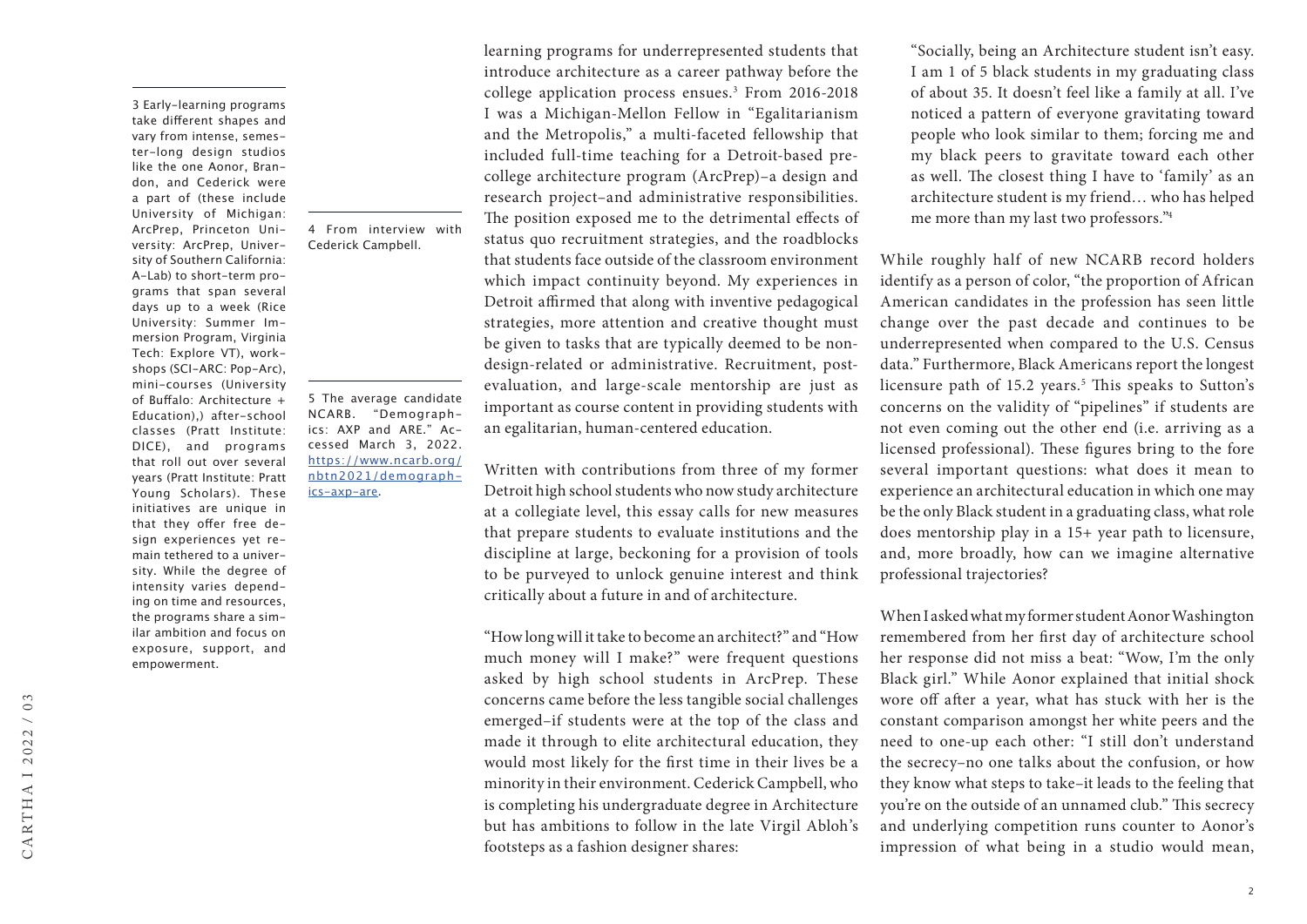learning programs for underrepresented students that introduce architecture as a career pathway before the college application process ensues.[3] From 2016-2018 I was a Michigan-Mellon Fellow in "Egalitarianism and the Metropolis," a multi-faceted fellowship that included full-time teaching for a Detroit-based pre-college architecture program (ArcPrep)–a design and research project–and administrative responsibilities. The position exposed me to the detrimental effects of status quo recruitment strategies, and the roadblocks that students face outside of the classroom environment which impact continuity beyond. My experiences in Detroit affirmed that along with inventive pedagogical strategies, more attention and creative thought must be given to tasks that are typically deemed to be non-design-related or administrative. Recruitment, post-evaluation, and large-scale mentorship are just as important as course content in providing students with an egalitarian, human-centered education.

Written with contributions from three of my former Detroit high school students who now study architecture at a collegiate level, this essay calls for new measures that prepare students to evaluate institutions and the discipline at large, beckoning for a provision of tools to be purveyed to unlock genuine interest and think critically about a future in and of architecture.

"How long will it take to become an architect?" and "How much money will I make?" were frequent questions asked by high school students in ArcPrep. These concerns came before the less tangible social challenges emerged–if students were at the top of the class and made it through to elite architectural education, they would most likely for the first time in their lives be a minority in their environment. Cederick Campbell, who is completing his undergraduate degree in Architecture but has ambitions to follow in the late Virgil Abloh's footsteps as a fashion designer shares:

> "Socially, being an Architecture student isn't easy. I am 1 of 5 black students in my graduating class of about 35. It doesn't feel like a family at all. I've noticed a pattern of everyone gravitating toward people who look similar to them; forcing me and my black peers to gravitate toward each other as well. The closest thing I have to 'family' as an architecture student is my friend… who has helped me more than my last two professors."[4]

While roughly half of new NCARB record holders identify as a person of color, "the proportion of African American candidates in the profession has seen little change over the past decade and continues to be underrepresented when compared to the U.S. Census data." Furthermore, Black Americans report the longest licensure path of 15.2 years.[5] This speaks to Sutton's concerns on the validity of "pipelines" if students are not even coming out the other end (i.e. arriving as a licensed professional). These figures bring to the fore several important questions: what does it mean to experience an architectural education in which one may be the only Black student in a graduating class, what role does mentorship play in a 15+ year path to licensure, and, more broadly, how can we imagine alternative professional trajectories?

When I asked what my former student Aonor Washington remembered from her first day of architecture school her response did not miss a beat: "Wow, I'm the only Black girl." While Aonor explained that initial shock wore off after a year, what has stuck with her is the constant comparison amongst her white peers and the need to one-up each other: "I still don't understand the secrecy–no one talks about the confusion, or how they know what steps to take–it leads to the feeling that you're on the outside of an unnamed club." This secrecy and underlying competition runs counter to Aonor's impression of what being in a studio would mean,

---

3 Early-learning programs take different shapes and vary from intense, semester-long design studios like the one Aonor, Brandon, and Cederick were a part of (these include University of Michigan: ArcPrep, Princeton University: ArcPrep, University of Southern California: A-Lab) to short-term programs that span several days up to a week (Rice University: Summer Immersion Program, Virginia Tech: Explore VT), workshops (SCI-ARC: Pop-Arc), mini-courses (University of Buffalo: Architecture + Education),) after-school classes (Pratt Institute: DICE), and programs that roll out over several years (Pratt Institute: Pratt Young Scholars). These initiatives are unique in that they offer free design experiences yet remain tethered to a university. While the degree of intensity varies depending on time and resources, the programs share a similar ambition and focus on exposure, support, and empowerment.

4 From interview with Cederick Campbell.

5 The average candidate NCARB. "Demographics: AXP and ARE." Accessed March 3, 2022. https://www.ncarb.org/nbtn2021/demographics-axp-are.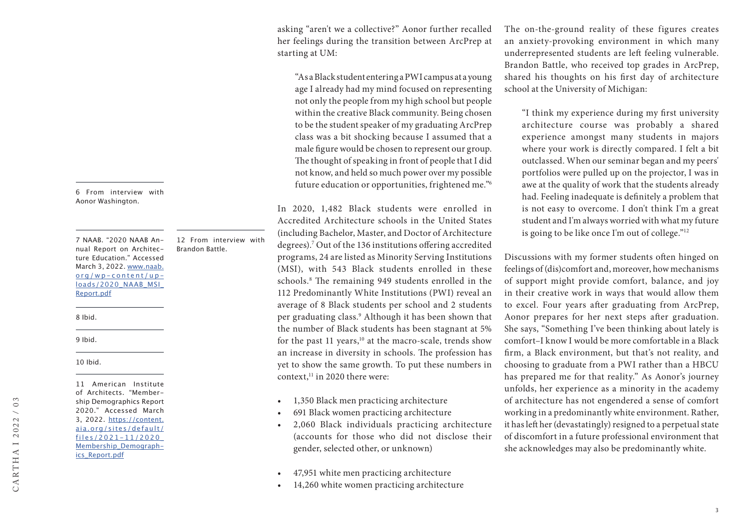asking "aren't we a collective?" Aonor further recalled her feelings during the transition between ArcPrep at starting at UM:

> "As a Black student entering a PWI campus at a young age I already had my mind focused on representing not only the people from my high school but people within the creative Black community. Being chosen to be the student speaker of my graduating ArcPrep class was a bit shocking because I assumed that a male figure would be chosen to represent our group. The thought of speaking in front of people that I did not know, and held so much power over my possible future education or opportunities, frightened me."[6]

In 2020, 1,482 Black students were enrolled in Accredited Architecture schools in the United States (including Bachelor, Master, and Doctor of Architecture degrees).[7] Out of the 136 institutions offering accredited programs, 24 are listed as Minority Serving Institutions (MSI), with 543 Black students enrolled in these schools.[8] The remaining 949 students enrolled in the 112 Predominantly White Institutions (PWI) reveal an average of 8 Black students per school and 2 students per graduating class.[9] Although it has been shown that the number of Black students has been stagnant at 5% for the past 11 years,[10] at the macro-scale, trends show an increase in diversity in schools. The profession has yet to show the same growth. To put these numbers in context,[11] in 2020 there were:

- 1,350 Black men practicing architecture
- 691 Black women practicing architecture
- 2,060 Black individuals practicing architecture (accounts for those who did not disclose their gender, selected other, or unknown)

- 47,951 white men practicing architecture
- 14,260 white women practicing architecture

The on-the-ground reality of these figures creates an anxiety-provoking environment in which many underrepresented students are left feeling vulnerable. Brandon Battle, who received top grades in ArcPrep, shared his thoughts on his first day of architecture school at the University of Michigan:

> "I think my experience during my first university architecture course was probably a shared experience amongst many students in majors where your work is directly compared. I felt a bit outclassed. When our seminar began and my peers' portfolios were pulled up on the projector, I was in awe at the quality of work that the students already had. Feeling inadequate is definitely a problem that is not easy to overcome. I don't think I'm a great student and I'm always worried with what my future is going to be like once I'm out of college."[12]

Discussions with my former students often hinged on feelings of (dis)comfort and, moreover, how mechanisms of support might provide comfort, balance, and joy in their creative work in ways that would allow them to excel. Four years after graduating from ArcPrep, Aonor prepares for her next steps after graduation. She says, "Something I've been thinking about lately is comfort–I know I would be more comfortable in a Black firm, a Black environment, but that's not reality, and choosing to graduate from a PWI rather than a HBCU has prepared me for that reality." As Aonor's journey unfolds, her experience as a minority in the academy of architecture has not engendered a sense of comfort working in a predominantly white environment. Rather, it has left her (devastatingly) resigned to a perpetual state of discomfort in a future professional environment that she acknowledges may also be predominantly white.

---

6 From interview with Aonor Washington.

7 NAAB. "2020 NAAB Annual Report on Architecture Education." Accessed March 3, 2022. www.naab.org/wp-content/uploads/2020_NAAB_MSI_Report.pdf

8 Ibid.

9 Ibid.

10 Ibid.

11 American Institute of Architects. "Membership Demographics Report 2020." Accessed March 3, 2022. https://content.aia.org/sites/default/files/2021-11/2020_Membership_Demographics_Report.pdf

12 From interview with Brandon Battle.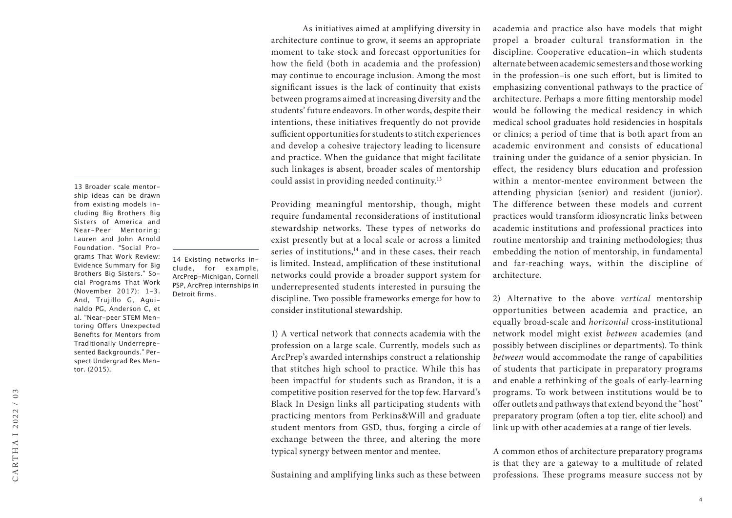As initiatives aimed at amplifying diversity in architecture continue to grow, it seems an appropriate moment to take stock and forecast opportunities for how the field (both in academia and the profession) may continue to encourage inclusion. Among the most significant issues is the lack of continuity that exists between programs aimed at increasing diversity and the students' future endeavors. In other words, despite their intentions, these initiatives frequently do not provide sufficient opportunities for students to stitch experiences and develop a cohesive trajectory leading to licensure and practice. When the guidance that might facilitate such linkages is absent, broader scales of mentorship could assist in providing needed continuity.[13]

Providing meaningful mentorship, though, might require fundamental reconsiderations of institutional stewardship networks. These types of networks do exist presently but at a local scale or across a limited series of institutions,[14] and in these cases, their reach is limited. Instead, amplification of these institutional networks could provide a broader support system for underrepresented students interested in pursuing the discipline. Two possible frameworks emerge for how to consider institutional stewardship.

1) A vertical network that connects academia with the profession on a large scale. Currently, models such as ArcPrep's awarded internships construct a relationship that stitches high school to practice. While this has been impactful for students such as Brandon, it is a competitive position reserved for the top few. Harvard's Black In Design links all participating students with practicing mentors from Perkins&Will and graduate student mentors from GSD, thus, forging a circle of exchange between the three, and altering the more typical synergy between mentor and mentee.

Sustaining and amplifying links such as these between academia and practice also have models that might propel a broader cultural transformation in the discipline. Cooperative education–in which students alternate between academic semesters and those working in the profession–is one such effort, but is limited to emphasizing conventional pathways to the practice of architecture. Perhaps a more fitting mentorship model would be following the medical residency in which medical school graduates hold residencies in hospitals or clinics; a period of time that is both apart from an academic environment and consists of educational training under the guidance of a senior physician. In effect, the residency blurs education and profession within a mentor-mentee environment between the attending physician (senior) and resident (junior). The difference between these models and current practices would transform idiosyncratic links between academic institutions and professional practices into routine mentorship and training methodologies; thus embedding the notion of mentorship, in fundamental and far-reaching ways, within the discipline of architecture.

2) Alternative to the above *vertical* mentorship opportunities between academia and practice, an equally broad-scale and *horizontal* cross-institutional network model might exist *between* academies (and possibly between disciplines or departments). To think *between* would accommodate the range of capabilities of students that participate in preparatory programs and enable a rethinking of the goals of early-learning programs. To work between institutions would be to offer outlets and pathways that extend beyond the "host" preparatory program (often a top tier, elite school) and link up with other academies at a range of tier levels.

A common ethos of architecture preparatory programs is that they are a gateway to a multitude of related professions. These programs measure success not by

---

13 Broader scale mentorship ideas can be drawn from existing models including Big Brothers Big Sisters of America and Near-Peer Mentoring: Lauren and John Arnold Foundation. "Social Programs That Work Review: Evidence Summary for Big Brothers Big Sisters." Social Programs That Work (November 2017): 1-3. And, Trujillo G, Aguinaldo PG, Anderson C, et al. "Near-peer STEM Mentoring Offers Unexpected Benefits for Mentors from Traditionally Underrepresented Backgrounds." Perspect Undergrad Res Mentor. (2015).

14 Existing networks include, for example, ArcPrep-Michigan, Cornell PSP, ArcPrep internships in Detroit firms.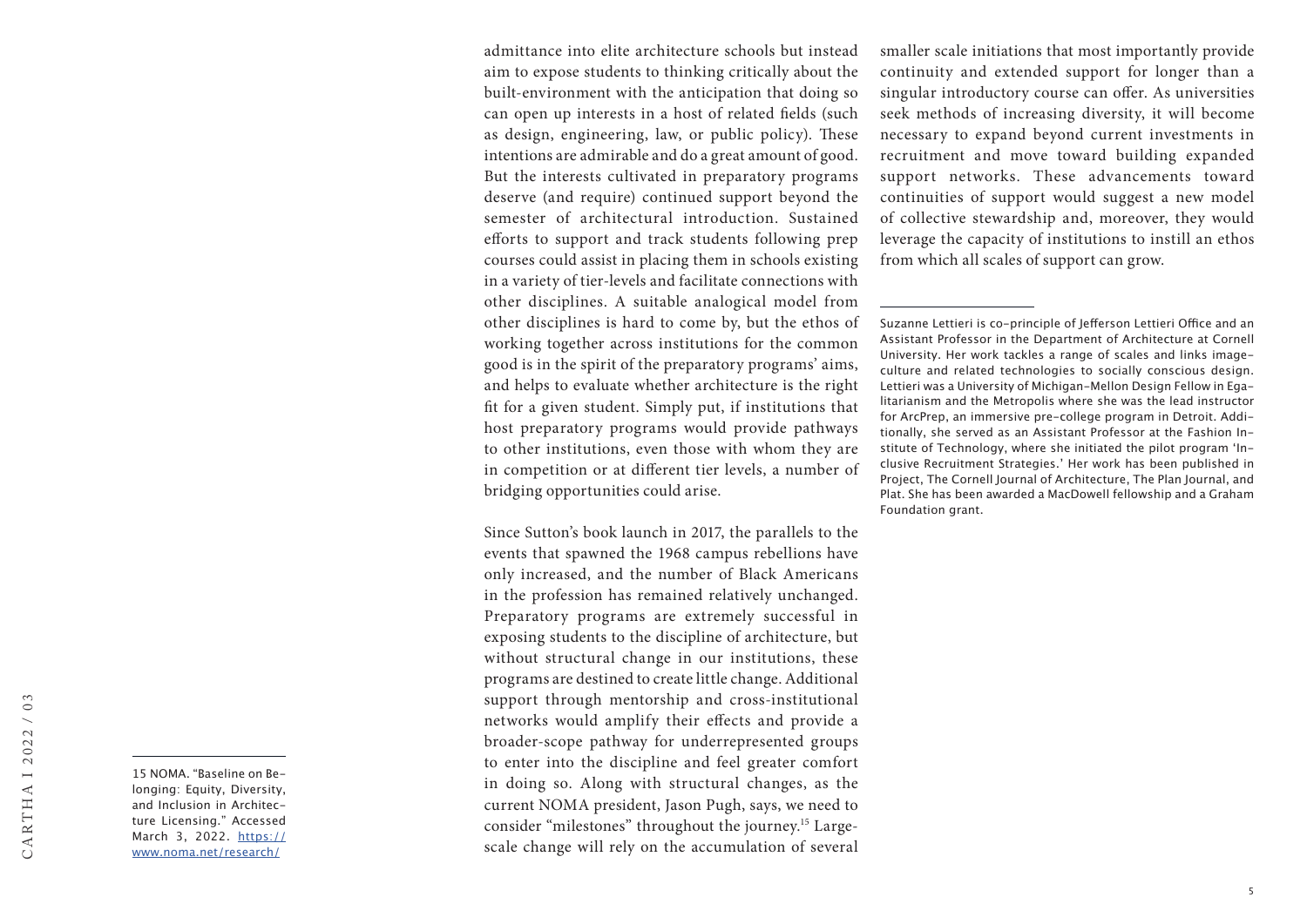admittance into elite architecture schools but instead aim to expose students to thinking critically about the built-environment with the anticipation that doing so can open up interests in a host of related fields (such as design, engineering, law, or public policy). These intentions are admirable and do a great amount of good. But the interests cultivated in preparatory programs deserve (and require) continued support beyond the semester of architectural introduction. Sustained efforts to support and track students following prep courses could assist in placing them in schools existing in a variety of tier-levels and facilitate connections with other disciplines. A suitable analogical model from other disciplines is hard to come by, but the ethos of working together across institutions for the common good is in the spirit of the preparatory programs' aims, and helps to evaluate whether architecture is the right fit for a given student. Simply put, if institutions that host preparatory programs would provide pathways to other institutions, even those with whom they are in competition or at different tier levels, a number of bridging opportunities could arise.

Since Sutton's book launch in 2017, the parallels to the events that spawned the 1968 campus rebellions have only increased, and the number of Black Americans in the profession has remained relatively unchanged. Preparatory programs are extremely successful in exposing students to the discipline of architecture, but without structural change in our institutions, these programs are destined to create little change. Additional support through mentorship and cross-institutional networks would amplify their effects and provide a broader-scope pathway for underrepresented groups to enter into the discipline and feel greater comfort in doing so. Along with structural changes, as the current NOMA president, Jason Pugh, says, we need to consider "milestones" throughout the journey.[15] Large-scale change will rely on the accumulation of several smaller scale initiations that most importantly provide continuity and extended support for longer than a singular introductory course can offer. As universities seek methods of increasing diversity, it will become necessary to expand beyond current investments in recruitment and move toward building expanded support networks. These advancements toward continuities of support would suggest a new model of collective stewardship and, moreover, they would leverage the capacity of institutions to instill an ethos from which all scales of support can grow.

---

Suzanne Lettieri is co-principle of Jefferson Lettieri Office and an Assistant Professor in the Department of Architecture at Cornell University. Her work tackles a range of scales and links image-culture and related technologies to socially conscious design. Lettieri was a University of Michigan-Mellon Design Fellow in Egalitarianism and the Metropolis where she was the lead instructor for ArcPrep, an immersive pre-college program in Detroit. Additionally, she served as an Assistant Professor at the Fashion Institute of Technology, where she initiated the pilot program 'Inclusive Recruitment Strategies.' Her work has been published in Project, The Cornell Journal of Architecture, The Plan Journal, and Plat. She has been awarded a MacDowell fellowship and a Graham Foundation grant.

---

15 NOMA. "Baseline on Belonging: Equity, Diversity, and Inclusion in Architecture Licensing." Accessed March 3, 2022. https://www.noma.net/research/